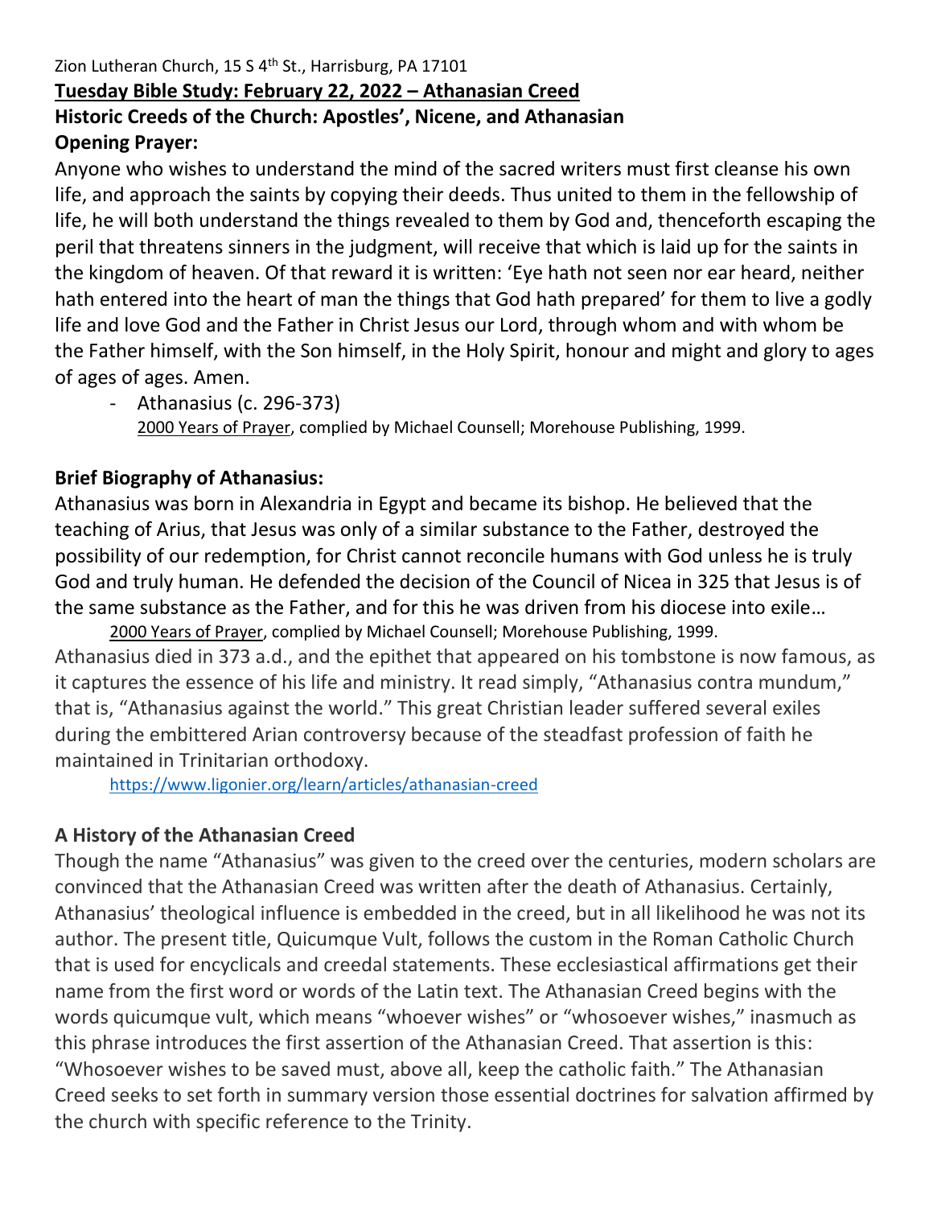Zion Lutheran Church, 15 S 4th St., Harrisburg, PA 17101

**Tuesday Bible Study: February 22, 2022 – Athanasian Creed**

**Historic Creeds of the Church: Apostles', Nicene, and Athanasian**

**Opening Prayer:**

Anyone who wishes to understand the mind of the sacred writers must first cleanse his own life, and approach the saints by copying their deeds. Thus united to them in the fellowship of life, he will both understand the things revealed to them by God and, thenceforth escaping the peril that threatens sinners in the judgment, will receive that which is laid up for the saints in the kingdom of heaven. Of that reward it is written: 'Eye hath not seen nor ear heard, neither hath entered into the heart of man the things that God hath prepared' for them to live a godly life and love God and the Father in Christ Jesus our Lord, through whom and with whom be the Father himself, with the Son himself, in the Holy Spirit, honour and might and glory to ages of ages of ages. Amen.

- Athanasius (c. 296-373)
  2000 Years of Prayer, complied by Michael Counsell; Morehouse Publishing, 1999.

**Brief Biography of Athanasius:**

Athanasius was born in Alexandria in Egypt and became its bishop. He believed that the teaching of Arius, that Jesus was only of a similar substance to the Father, destroyed the possibility of our redemption, for Christ cannot reconcile humans with God unless he is truly God and truly human. He defended the decision of the Council of Nicea in 325 that Jesus is of the same substance as the Father, and for this he was driven from his diocese into exile…

2000 Years of Prayer, complied by Michael Counsell; Morehouse Publishing, 1999.

Athanasius died in 373 a.d., and the epithet that appeared on his tombstone is now famous, as it captures the essence of his life and ministry. It read simply, "Athanasius contra mundum," that is, "Athanasius against the world." This great Christian leader suffered several exiles during the embittered Arian controversy because of the steadfast profession of faith he maintained in Trinitarian orthodoxy.

https://www.ligonier.org/learn/articles/athanasian-creed

**A History of the Athanasian Creed**

Though the name "Athanasius" was given to the creed over the centuries, modern scholars are convinced that the Athanasian Creed was written after the death of Athanasius. Certainly, Athanasius' theological influence is embedded in the creed, but in all likelihood he was not its author. The present title, Quicumque Vult, follows the custom in the Roman Catholic Church that is used for encyclicals and creedal statements. These ecclesiastical affirmations get their name from the first word or words of the Latin text. The Athanasian Creed begins with the words quicumque vult, which means "whoever wishes" or "whosoever wishes," inasmuch as this phrase introduces the first assertion of the Athanasian Creed. That assertion is this: "Whosoever wishes to be saved must, above all, keep the catholic faith." The Athanasian Creed seeks to set forth in summary version those essential doctrines for salvation affirmed by the church with specific reference to the Trinity.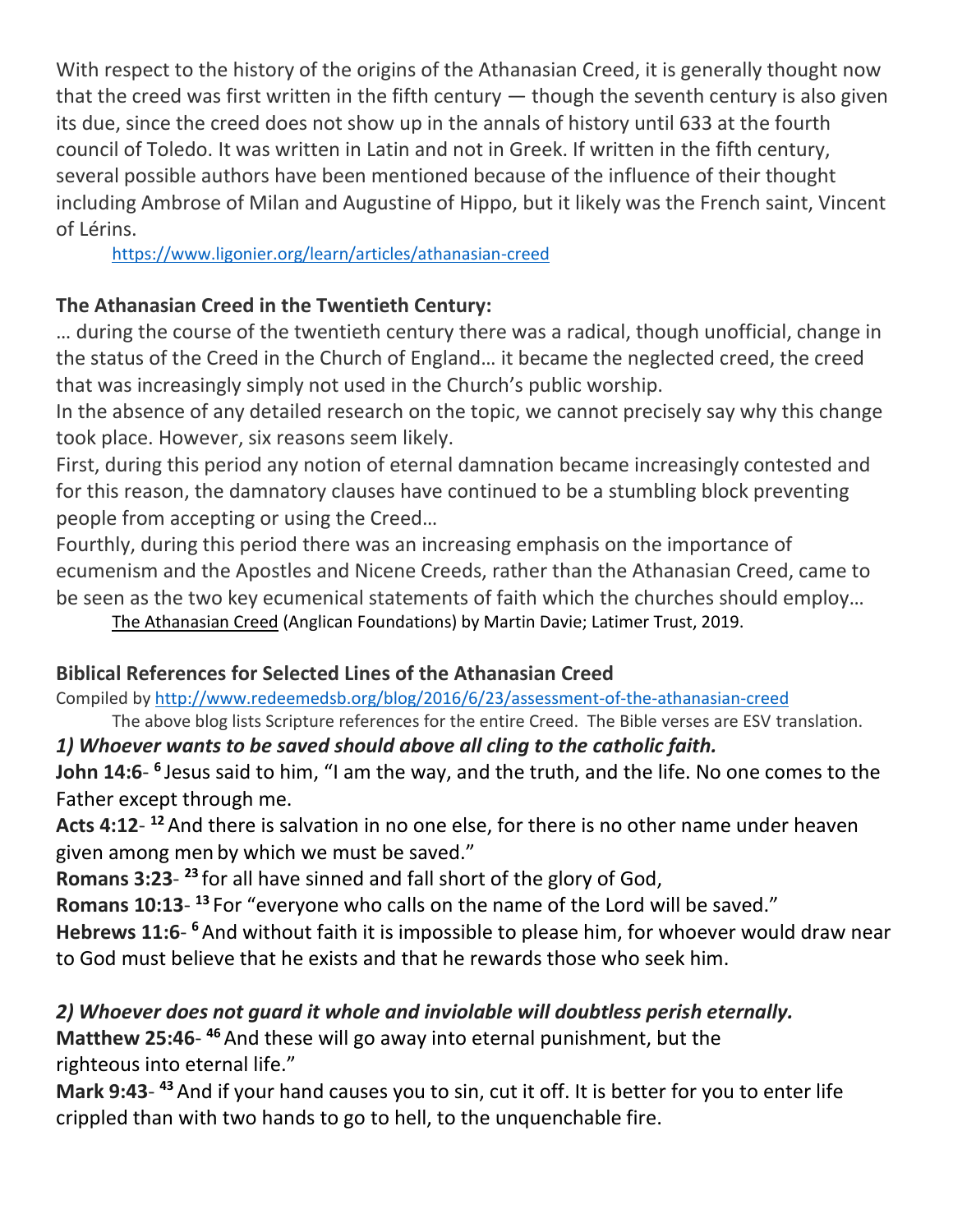With respect to the history of the origins of the Athanasian Creed, it is generally thought now that the creed was first written in the fifth century — though the seventh century is also given its due, since the creed does not show up in the annals of history until 633 at the fourth council of Toledo. It was written in Latin and not in Greek. If written in the fifth century, several possible authors have been mentioned because of the influence of their thought including Ambrose of Milan and Augustine of Hippo, but it likely was the French saint, Vincent of Lérins.

https://www.ligonier.org/learn/articles/athanasian-creed

**The Athanasian Creed in the Twentieth Century:**

… during the course of the twentieth century there was a radical, though unofficial, change in the status of the Creed in the Church of England… it became the neglected creed, the creed that was increasingly simply not used in the Church's public worship.

In the absence of any detailed research on the topic, we cannot precisely say why this change took place. However, six reasons seem likely.

First, during this period any notion of eternal damnation became increasingly contested and for this reason, the damnatory clauses have continued to be a stumbling block preventing people from accepting or using the Creed…

Fourthly, during this period there was an increasing emphasis on the importance of ecumenism and the Apostles and Nicene Creeds, rather than the Athanasian Creed, came to be seen as the two key ecumenical statements of faith which the churches should employ…

The Athanasian Creed (Anglican Foundations) by Martin Davie; Latimer Trust, 2019.

**Biblical References for Selected Lines of the Athanasian Creed**

Compiled by http://www.redeemedsb.org/blog/2016/6/23/assessment-of-the-athanasian-creed

The above blog lists Scripture references for the entire Creed. The Bible verses are ESV translation.

***1) Whoever wants to be saved should above all cling to the catholic faith.***

**John 14:6**- [6] Jesus said to him, "I am the way, and the truth, and the life. No one comes to the Father except through me.

**Acts 4:12**- [12] And there is salvation in no one else, for there is no other name under heaven given among men by which we must be saved."

**Romans 3:23**- [23] for all have sinned and fall short of the glory of God,

**Romans 10:13**- [13] For "everyone who calls on the name of the Lord will be saved."

**Hebrews 11:6**- [6] And without faith it is impossible to please him, for whoever would draw near to God must believe that he exists and that he rewards those who seek him.

***2) Whoever does not guard it whole and inviolable will doubtless perish eternally.***

**Matthew 25:46**- [46] And these will go away into eternal punishment, but the righteous into eternal life."

**Mark 9:43**- [43] And if your hand causes you to sin, cut it off. It is better for you to enter life crippled than with two hands to go to hell, to the unquenchable fire.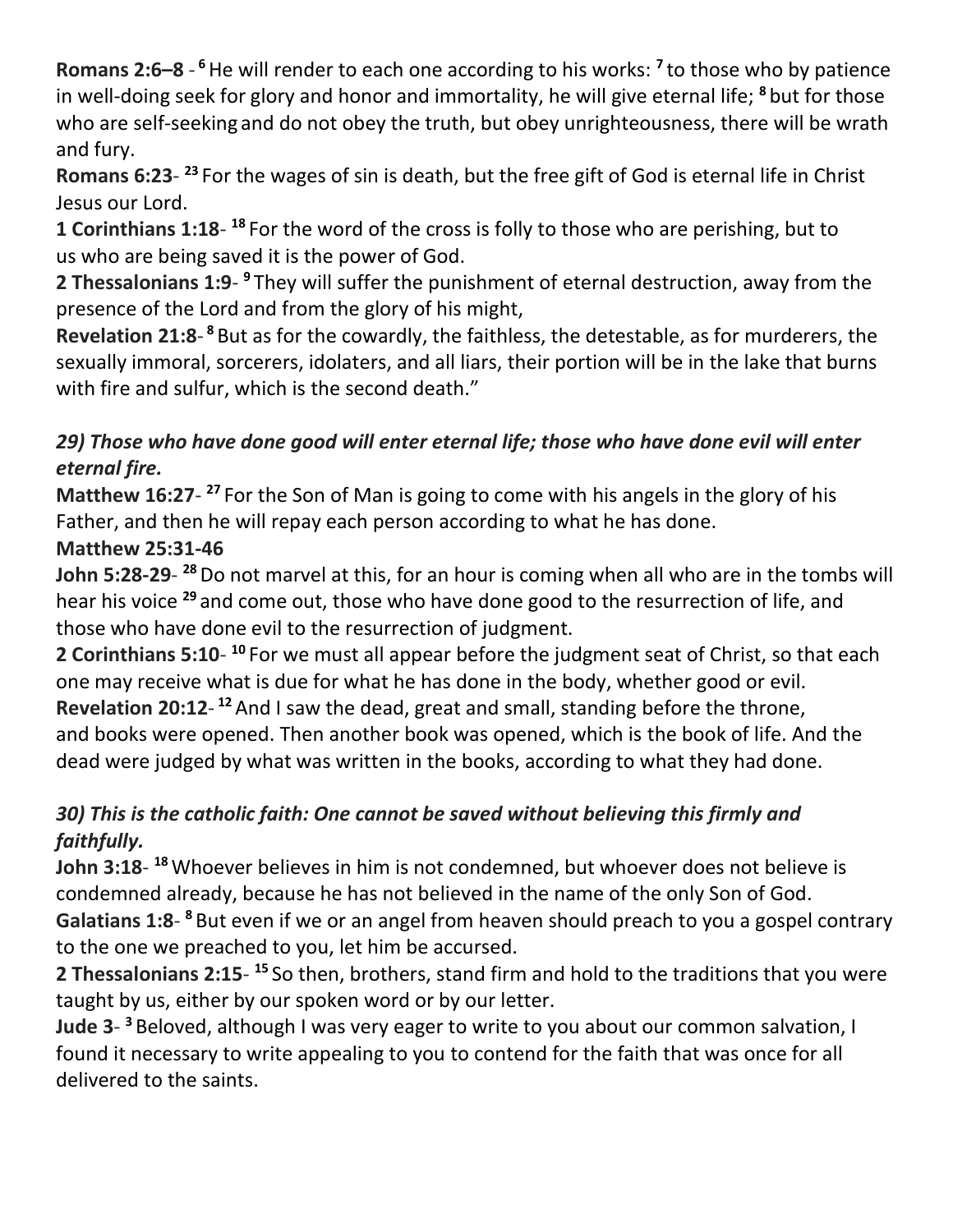**Romans 2:6–8** - [6] He will render to each one according to his works: [7] to those who by patience in well-doing seek for glory and honor and immortality, he will give eternal life; [8] but for those who are self-seeking and do not obey the truth, but obey unrighteousness, there will be wrath and fury.

**Romans 6:23**- [23] For the wages of sin is death, but the free gift of God is eternal life in Christ Jesus our Lord.

**1 Corinthians 1:18**- [18] For the word of the cross is folly to those who are perishing, but to us who are being saved it is the power of God.

**2 Thessalonians 1:9**- [9] They will suffer the punishment of eternal destruction, away from the presence of the Lord and from the glory of his might,

**Revelation 21:8**- [8] But as for the cowardly, the faithless, the detestable, as for murderers, the sexually immoral, sorcerers, idolaters, and all liars, their portion will be in the lake that burns with fire and sulfur, which is the second death."

### *29) Those who have done good will enter eternal life; those who have done evil will enter eternal fire.*

**Matthew 16:27**- [27] For the Son of Man is going to come with his angels in the glory of his Father, and then he will repay each person according to what he has done.

**Matthew 25:31-46**

**John 5:28-29**- [28] Do not marvel at this, for an hour is coming when all who are in the tombs will hear his voice [29] and come out, those who have done good to the resurrection of life, and those who have done evil to the resurrection of judgment.

**2 Corinthians 5:10**- [10] For we must all appear before the judgment seat of Christ, so that each one may receive what is due for what he has done in the body, whether good or evil.

**Revelation 20:12**- [12] And I saw the dead, great and small, standing before the throne, and books were opened. Then another book was opened, which is the book of life. And the dead were judged by what was written in the books, according to what they had done.

### *30) This is the catholic faith: One cannot be saved without believing this firmly and faithfully.*

**John 3:18**- [18] Whoever believes in him is not condemned, but whoever does not believe is condemned already, because he has not believed in the name of the only Son of God.

**Galatians 1:8**- [8] But even if we or an angel from heaven should preach to you a gospel contrary to the one we preached to you, let him be accursed.

**2 Thessalonians 2:15**- [15] So then, brothers, stand firm and hold to the traditions that you were taught by us, either by our spoken word or by our letter.

**Jude 3**- [3] Beloved, although I was very eager to write to you about our common salvation, I found it necessary to write appealing to you to contend for the faith that was once for all delivered to the saints.